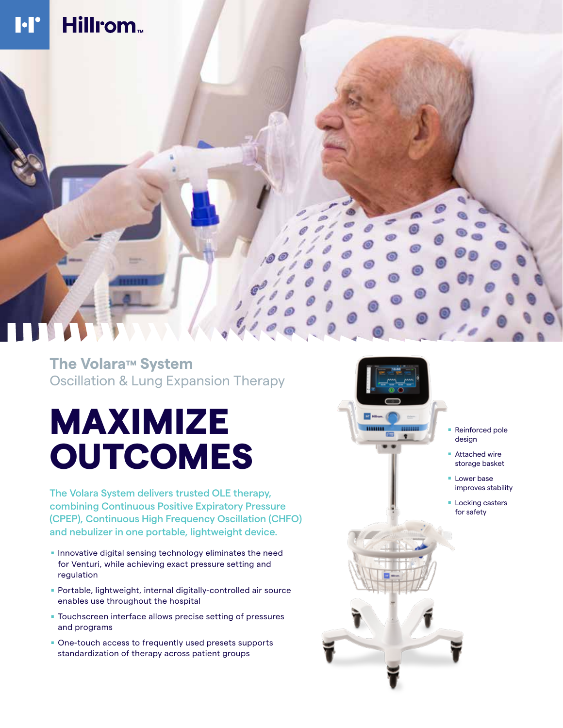Hillrom™

## The Volara™ System
Oscillation & Lung Expansion Therapy

# MAXIMIZE OUTCOMES

The Volara System delivers trusted OLE therapy, combining Continuous Positive Expiratory Pressure (CPEP), Continuous High Frequency Oscillation (CHFO) and nebulizer in one portable, lightweight device.

- Innovative digital sensing technology eliminates the need for Venturi, while achieving exact pressure setting and regulation
- Portable, lightweight, internal digitally-controlled air source enables use throughout the hospital
- Touchscreen interface allows precise setting of pressures and programs
- One-touch access to frequently used presets supports standardization of therapy across patient groups

- Reinforced pole design
- Attached wire storage basket
- Lower base improves stability
- Locking casters for safety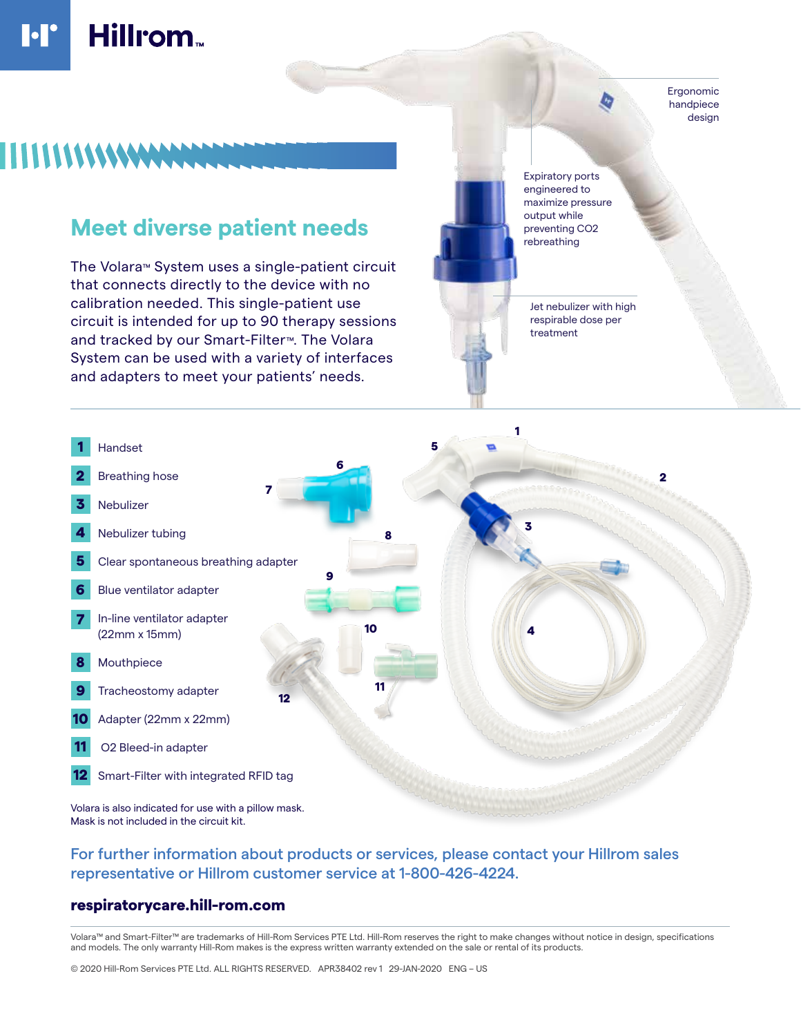Hillrom™

## Meet diverse patient needs

The Volara™ System uses a single-patient circuit that connects directly to the device with no calibration needed. This single-patient use circuit is intended for up to 90 therapy sessions and tracked by our Smart-Filter™. The Volara System can be used with a variety of interfaces and adapters to meet your patients' needs.

Ergonomic handpiece design

Expiratory ports engineered to maximize pressure output while preventing $CO_2$ rebreathing

Jet nebulizer with high respirable dose per treatment

1. Handset
2. Breathing hose
3. Nebulizer
4. Nebulizer tubing
5. Clear spontaneous breathing adapter
6. Blue ventilator adapter
7. In-line ventilator adapter (22mm x 15mm)
8. Mouthpiece
9. Tracheostomy adapter
10. Adapter (22mm x 22mm)
11. $O_2$ Bleed-in adapter
12. Smart-Filter with integrated RFID tag

Volara is also indicated for use with a pillow mask. Mask is not included in the circuit kit.

For further information about products or services, please contact your Hillrom sales representative or Hillrom customer service at 1-800-426-4224.

**respiratorycare.hill-rom.com**

Volara™ and Smart-Filter™ are trademarks of Hill-Rom Services PTE Ltd. Hill-Rom reserves the right to make changes without notice in design, specifications and models. The only warranty Hill-Rom makes is the express written warranty extended on the sale or rental of its products.

© 2020 Hill-Rom Services PTE Ltd. ALL RIGHTS RESERVED. APR38402 rev 1 29-JAN-2020 ENG – US